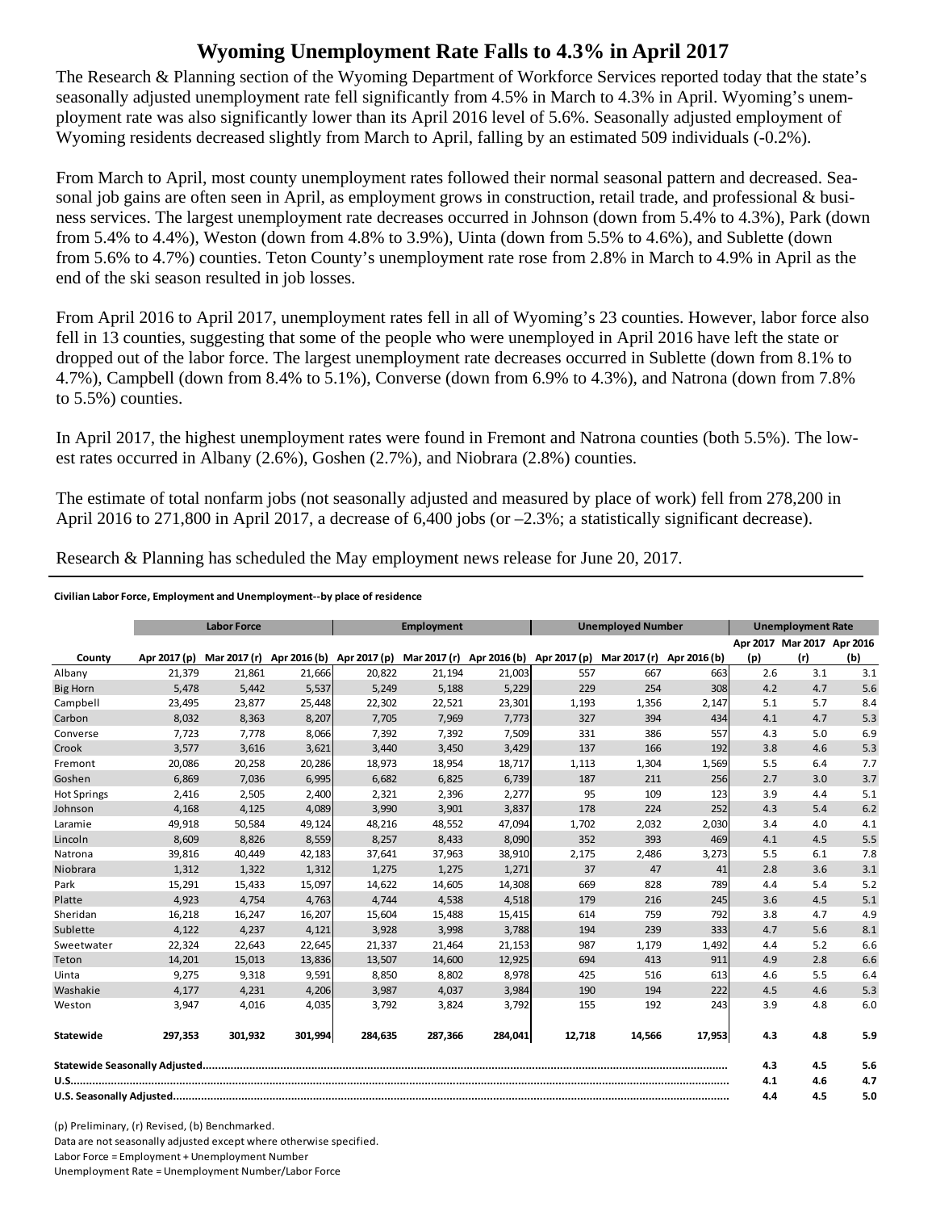# Wyoming Unemployment Rate Falls to 4.3% in April 2017

The Research & Planning section of the Wyoming Department of Workforce Services reported today that the state's seasonally adjusted unemployment rate fell significantly from 4.5% in March to 4.3% in April. Wyoming's unemployment rate was also significantly lower than its April 2016 level of 5.6%. Seasonally adjusted employment of Wyoming residents decreased slightly from March to April, falling by an estimated 509 individuals (-0.2%).

From March to April, most county unemployment rates followed their normal seasonal pattern and decreased. Seasonal job gains are often seen in April, as employment grows in construction, retail trade, and professional & business services. The largest unemployment rate decreases occurred in Johnson (down from 5.4% to 4.3%), Park (down from 5.4% to 4.4%), Weston (down from 4.8% to 3.9%), Uinta (down from 5.5% to 4.6%), and Sublette (down from 5.6% to 4.7%) counties. Teton County's unemployment rate rose from 2.8% in March to 4.9% in April as the end of the ski season resulted in job losses.

From April 2016 to April 2017, unemployment rates fell in all of Wyoming's 23 counties. However, labor force also fell in 13 counties, suggesting that some of the people who were unemployed in April 2016 have left the state or dropped out of the labor force. The largest unemployment rate decreases occurred in Sublette (down from 8.1% to 4.7%), Campbell (down from 8.4% to 5.1%), Converse (down from 6.9% to 4.3%), and Natrona (down from 7.8% to 5.5%) counties.

In April 2017, the highest unemployment rates were found in Fremont and Natrona counties (both 5.5%). The lowest rates occurred in Albany (2.6%), Goshen (2.7%), and Niobrara (2.8%) counties.

The estimate of total nonfarm jobs (not seasonally adjusted and measured by place of work) fell from 278,200 in April 2016 to 271,800 in April 2017, a decrease of 6,400 jobs (or –2.3%; a statistically significant decrease).

Research & Planning has scheduled the May employment news release for June 20, 2017.

**Civilian Labor Force, Employment and Unemployment--by place of residence**

| | Labor Force | | | Employment | | | Unemployed Number | | | Unemployment Rate | | |
|---|---|---|---|---|---|---|---|---|---|---|---|---|
| County | Apr 2017 (p) | Mar 2017 (r) | Apr 2016 (b) | Apr 2017 (p) | Mar 2017 (r) | Apr 2016 (b) | Apr 2017 (p) | Mar 2017 (r) | Apr 2016 (b) | Apr 2017 (p) | Mar 2017 (r) | Apr 2016 (b) |
| Albany | 21,379 | 21,861 | 21,666 | 20,822 | 21,194 | 21,003 | 557 | 667 | 663 | 2.6 | 3.1 | 3.1 |
| Big Horn | 5,478 | 5,442 | 5,537 | 5,249 | 5,188 | 5,229 | 229 | 254 | 308 | 4.2 | 4.7 | 5.6 |
| Campbell | 23,495 | 23,877 | 25,448 | 22,302 | 22,521 | 23,301 | 1,193 | 1,356 | 2,147 | 5.1 | 5.7 | 8.4 |
| Carbon | 8,032 | 8,363 | 8,207 | 7,705 | 7,969 | 7,773 | 327 | 394 | 434 | 4.1 | 4.7 | 5.3 |
| Converse | 7,723 | 7,778 | 8,066 | 7,392 | 7,392 | 7,509 | 331 | 386 | 557 | 4.3 | 5.0 | 6.9 |
| Crook | 3,577 | 3,616 | 3,621 | 3,440 | 3,450 | 3,429 | 137 | 166 | 192 | 3.8 | 4.6 | 5.3 |
| Fremont | 20,086 | 20,258 | 20,286 | 18,973 | 18,954 | 18,717 | 1,113 | 1,304 | 1,569 | 5.5 | 6.4 | 7.7 |
| Goshen | 6,869 | 7,036 | 6,995 | 6,682 | 6,825 | 6,739 | 187 | 211 | 256 | 2.7 | 3.0 | 3.7 |
| Hot Springs | 2,416 | 2,505 | 2,400 | 2,321 | 2,396 | 2,277 | 95 | 109 | 123 | 3.9 | 4.4 | 5.1 |
| Johnson | 4,168 | 4,125 | 4,089 | 3,990 | 3,901 | 3,837 | 178 | 224 | 252 | 4.3 | 5.4 | 6.2 |
| Laramie | 49,918 | 50,584 | 49,124 | 48,216 | 48,552 | 47,094 | 1,702 | 2,032 | 2,030 | 3.4 | 4.0 | 4.1 |
| Lincoln | 8,609 | 8,826 | 8,559 | 8,257 | 8,433 | 8,090 | 352 | 393 | 469 | 4.1 | 4.5 | 5.5 |
| Natrona | 39,816 | 40,449 | 42,183 | 37,641 | 37,963 | 38,910 | 2,175 | 2,486 | 3,273 | 5.5 | 6.1 | 7.8 |
| Niobrara | 1,312 | 1,322 | 1,312 | 1,275 | 1,275 | 1,271 | 37 | 47 | 41 | 2.8 | 3.6 | 3.1 |
| Park | 15,291 | 15,433 | 15,097 | 14,622 | 14,605 | 14,308 | 669 | 828 | 789 | 4.4 | 5.4 | 5.2 |
| Platte | 4,923 | 4,754 | 4,763 | 4,744 | 4,538 | 4,518 | 179 | 216 | 245 | 3.6 | 4.5 | 5.1 |
| Sheridan | 16,218 | 16,247 | 16,207 | 15,604 | 15,488 | 15,415 | 614 | 759 | 792 | 3.8 | 4.7 | 4.9 |
| Sublette | 4,122 | 4,237 | 4,121 | 3,928 | 3,998 | 3,788 | 194 | 239 | 333 | 4.7 | 5.6 | 8.1 |
| Sweetwater | 22,324 | 22,643 | 22,645 | 21,337 | 21,464 | 21,153 | 987 | 1,179 | 1,492 | 4.4 | 5.2 | 6.6 |
| Teton | 14,201 | 15,013 | 13,836 | 13,507 | 14,600 | 12,925 | 694 | 413 | 911 | 4.9 | 2.8 | 6.6 |
| Uinta | 9,275 | 9,318 | 9,591 | 8,850 | 8,802 | 8,978 | 425 | 516 | 613 | 4.6 | 5.5 | 6.4 |
| Washakie | 4,177 | 4,231 | 4,206 | 3,987 | 4,037 | 3,984 | 190 | 194 | 222 | 4.5 | 4.6 | 5.3 |
| Weston | 3,947 | 4,016 | 4,035 | 3,792 | 3,824 | 3,792 | 155 | 192 | 243 | 3.9 | 4.8 | 6.0 |
| **Statewide** | **297,353** | **301,932** | **301,994** | **284,635** | **287,366** | **284,041** | **12,718** | **14,566** | **17,953** | **4.3** | **4.8** | **5.9** |
| **Statewide Seasonally Adjusted** | | | | | | | | | | **4.3** | **4.5** | **5.6** |
| **U.S.** | | | | | | | | | | **4.1** | **4.6** | **4.7** |
| **U.S. Seasonally Adjusted** | | | | | | | | | | **4.4** | **4.5** | **5.0** |

(p) Preliminary, (r) Revised, (b) Benchmarked.

Data are not seasonally adjusted except where otherwise specified.

Labor Force = Employment + Unemployment Number

Unemployment Rate = Unemployment Number/Labor Force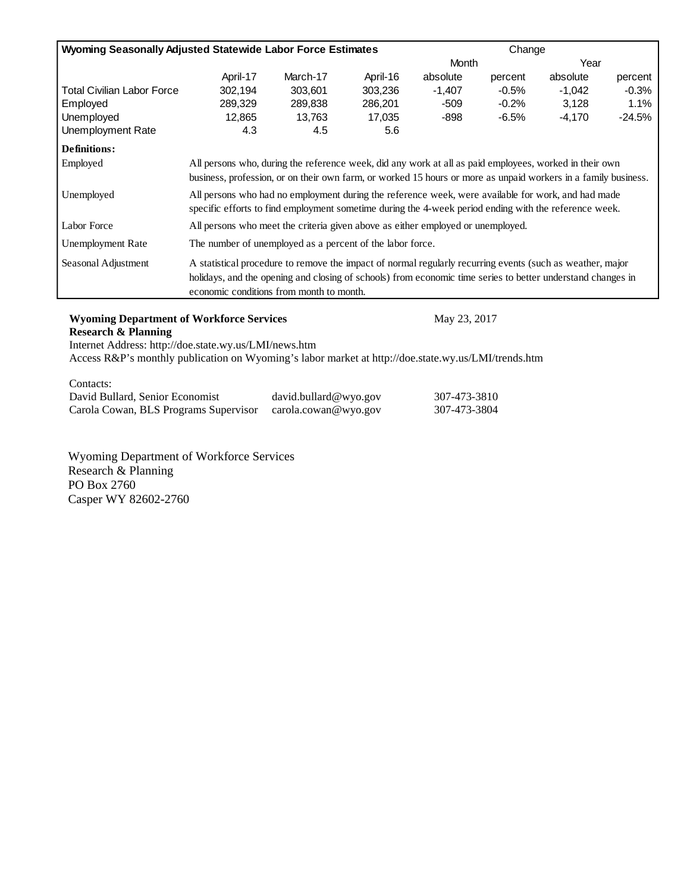| Wyoming Seasonally Adjusted Statewide Labor Force Estimates | | | | Change | | | |
|---|---|---|---|---|---|---|---|
| | | | | Month | | Year | |
| | April-17 | March-17 | April-16 | absolute | percent | absolute | percent |
| Total Civilian Labor Force | 302,194 | 303,601 | 303,236 | -1,407 | -0.5% | -1,042 | -0.3% |
| Employed | 289,329 | 289,838 | 286,201 | -509 | -0.2% | 3,128 | 1.1% |
| Unemployed | 12,865 | 13,763 | 17,035 | -898 | -6.5% | -4,170 | -24.5% |
| Unemployment Rate | 4.3 | 4.5 | 5.6 | | | | |

**Definitions:**

| | |
|---|---|
| Employed | All persons who, during the reference week, did any work at all as paid employees, worked in their own business, profession, or on their own farm, or worked 15 hours or more as unpaid workers in a family business. |
| Unemployed | All persons who had no employment during the reference week, were available for work, and had made specific efforts to find employment sometime during the 4-week period ending with the reference week. |
| Labor Force | All persons who meet the criteria given above as either employed or unemployed. |
| Unemployment Rate | The number of unemployed as a percent of the labor force. |
| Seasonal Adjustment | A statistical procedure to remove the impact of normal regularly recurring events (such as weather, major holidays, and the opening and closing of schools) from economic time series to better understand changes in economic conditions from month to month. |

**Wyoming Department of Workforce Services** May 23, 2017
**Research & Planning**
Internet Address: http://doe.state.wy.us/LMI/news.htm
Access R&P's monthly publication on Wyoming's labor market at http://doe.state.wy.us/LMI/trends.htm

Contacts:

| | | |
|---|---|---|
| David Bullard, Senior Economist | david.bullard@wyo.gov | 307-473-3810 |
| Carola Cowan, BLS Programs Supervisor | carola.cowan@wyo.gov | 307-473-3804 |

Wyoming Department of Workforce Services
Research & Planning
PO Box 2760
Casper WY 82602-2760